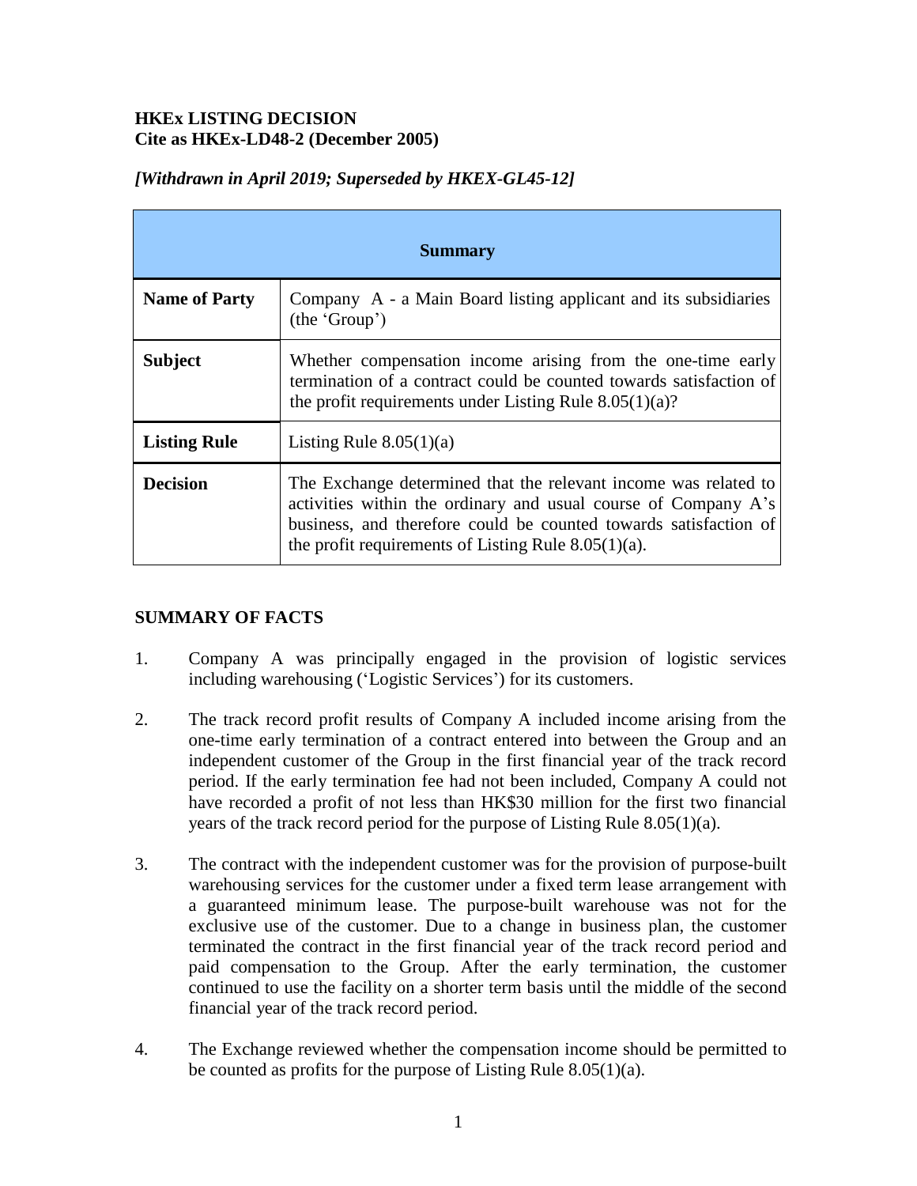**HKEx LISTING DECISION**
**Cite as HKEx-LD48-2 (December 2005)**

***[Withdrawn in April 2019; Superseded by HKEX-GL45-12]***

| **Summary** | |
|---|---|
| **Name of Party** | Company A - a Main Board listing applicant and its subsidiaries (the 'Group') |
| **Subject** | Whether compensation income arising from the one-time early termination of a contract could be counted towards satisfaction of the profit requirements under Listing Rule 8.05(1)(a)? |
| **Listing Rule** | Listing Rule 8.05(1)(a) |
| **Decision** | The Exchange determined that the relevant income was related to activities within the ordinary and usual course of Company A's business, and therefore could be counted towards satisfaction of the profit requirements of Listing Rule 8.05(1)(a). |

**SUMMARY OF FACTS**

1. Company A was principally engaged in the provision of logistic services including warehousing ('Logistic Services') for its customers.

2. The track record profit results of Company A included income arising from the one-time early termination of a contract entered into between the Group and an independent customer of the Group in the first financial year of the track record period. If the early termination fee had not been included, Company A could not have recorded a profit of not less than HK$30 million for the first two financial years of the track record period for the purpose of Listing Rule 8.05(1)(a).

3. The contract with the independent customer was for the provision of purpose-built warehousing services for the customer under a fixed term lease arrangement with a guaranteed minimum lease. The purpose-built warehouse was not for the exclusive use of the customer. Due to a change in business plan, the customer terminated the contract in the first financial year of the track record period and paid compensation to the Group. After the early termination, the customer continued to use the facility on a shorter term basis until the middle of the second financial year of the track record period.

4. The Exchange reviewed whether the compensation income should be permitted to be counted as profits for the purpose of Listing Rule 8.05(1)(a).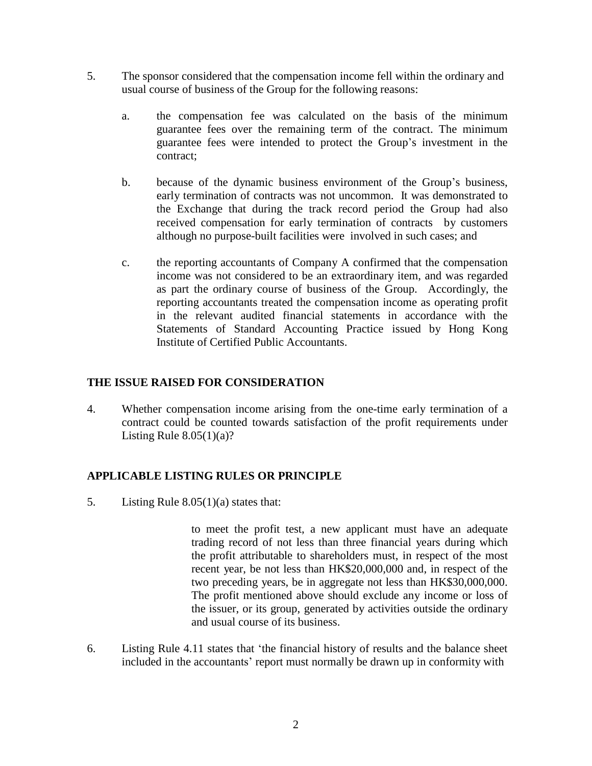5. The sponsor considered that the compensation income fell within the ordinary and usual course of business of the Group for the following reasons:

   a. the compensation fee was calculated on the basis of the minimum guarantee fees over the remaining term of the contract. The minimum guarantee fees were intended to protect the Group's investment in the contract;

   b. because of the dynamic business environment of the Group's business, early termination of contracts was not uncommon. It was demonstrated to the Exchange that during the track record period the Group had also received compensation for early termination of contracts by customers although no purpose-built facilities were involved in such cases; and

   c. the reporting accountants of Company A confirmed that the compensation income was not considered to be an extraordinary item, and was regarded as part the ordinary course of business of the Group. Accordingly, the reporting accountants treated the compensation income as operating profit in the relevant audited financial statements in accordance with the Statements of Standard Accounting Practice issued by Hong Kong Institute of Certified Public Accountants.

## THE ISSUE RAISED FOR CONSIDERATION

4. Whether compensation income arising from the one-time early termination of a contract could be counted towards satisfaction of the profit requirements under Listing Rule 8.05(1)(a)?

## APPLICABLE LISTING RULES OR PRINCIPLE

5. Listing Rule 8.05(1)(a) states that:

   > to meet the profit test, a new applicant must have an adequate trading record of not less than three financial years during which the profit attributable to shareholders must, in respect of the most recent year, be not less than HK$20,000,000 and, in respect of the two preceding years, be in aggregate not less than HK$30,000,000. The profit mentioned above should exclude any income or loss of the issuer, or its group, generated by activities outside the ordinary and usual course of its business.

6. Listing Rule 4.11 states that 'the financial history of results and the balance sheet included in the accountants' report must normally be drawn up in conformity with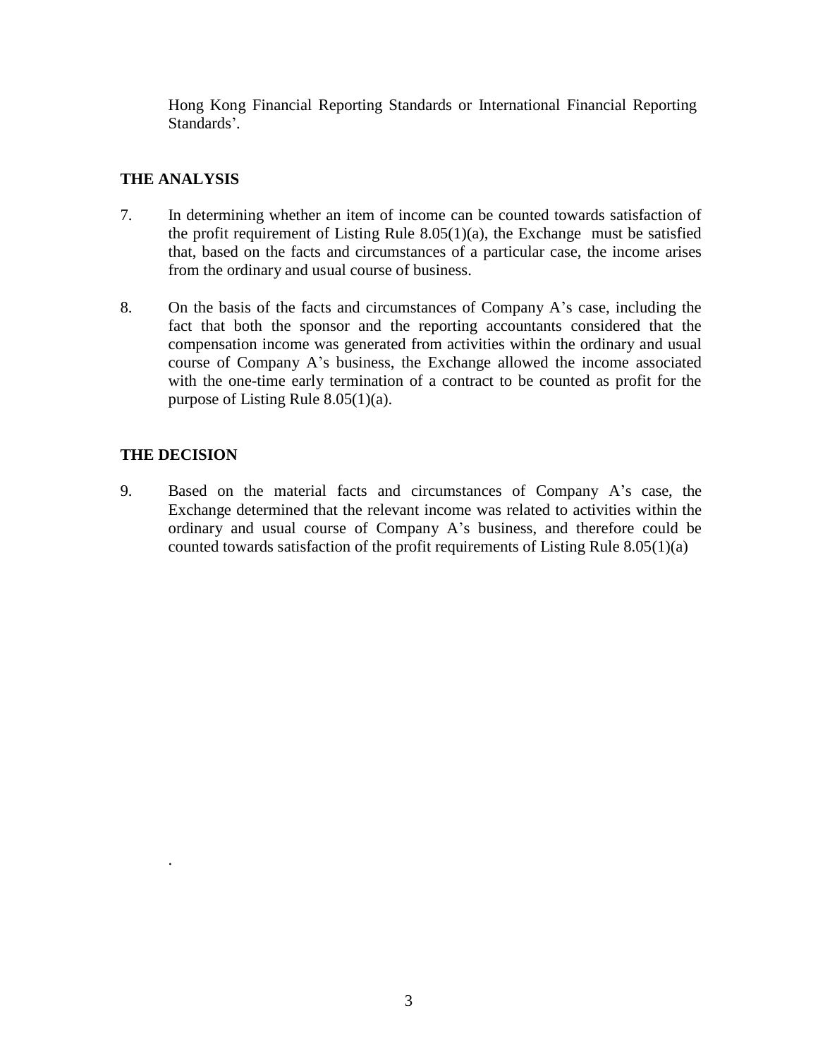Hong Kong Financial Reporting Standards or International Financial Reporting Standards'.

## THE ANALYSIS

7. In determining whether an item of income can be counted towards satisfaction of the profit requirement of Listing Rule 8.05(1)(a), the Exchange must be satisfied that, based on the facts and circumstances of a particular case, the income arises from the ordinary and usual course of business.

8. On the basis of the facts and circumstances of Company A's case, including the fact that both the sponsor and the reporting accountants considered that the compensation income was generated from activities within the ordinary and usual course of Company A's business, the Exchange allowed the income associated with the one-time early termination of a contract to be counted as profit for the purpose of Listing Rule 8.05(1)(a).

## THE DECISION

9. Based on the material facts and circumstances of Company A's case, the Exchange determined that the relevant income was related to activities within the ordinary and usual course of Company A's business, and therefore could be counted towards satisfaction of the profit requirements of Listing Rule 8.05(1)(a)

.